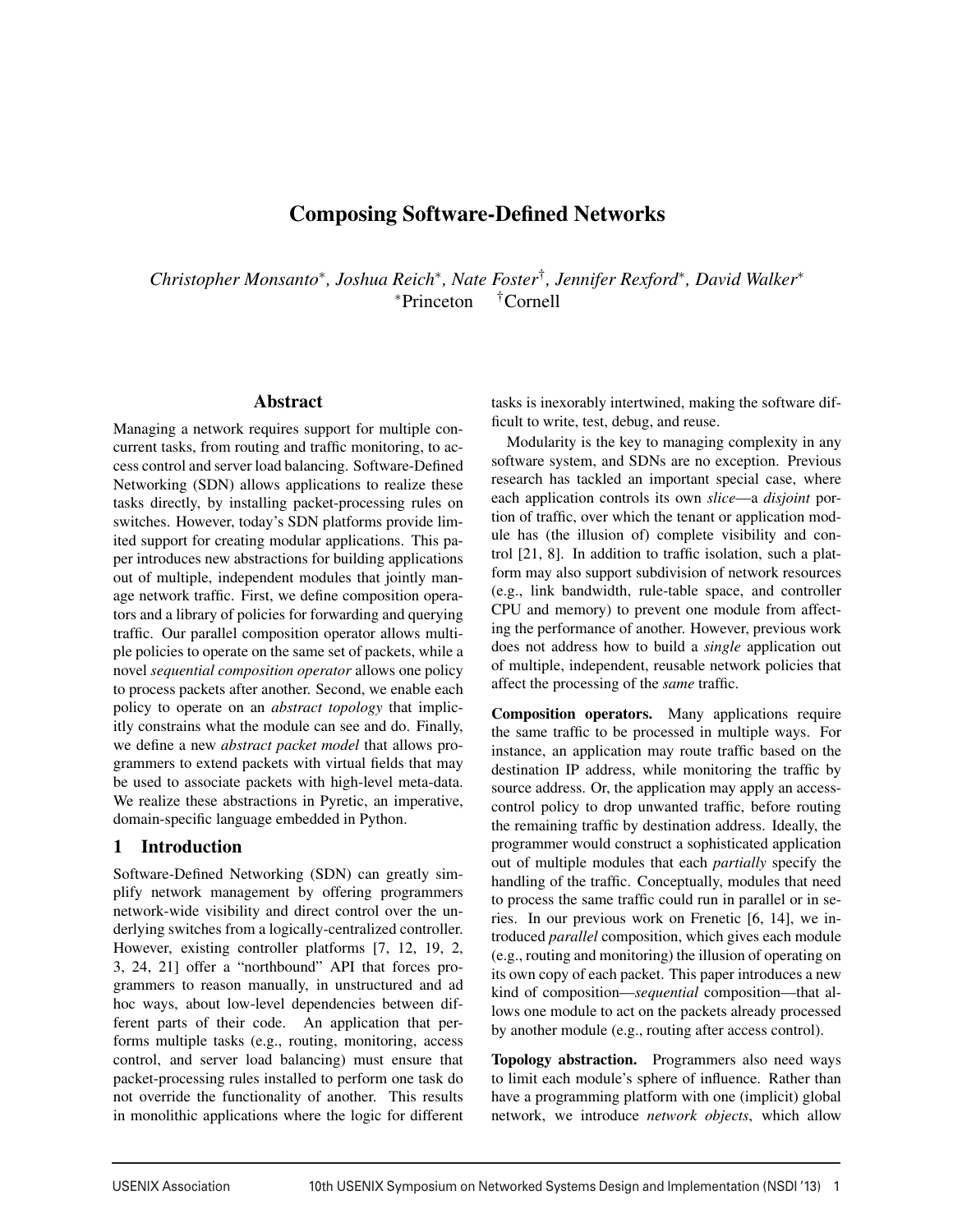# Composing Software-Defined Networks

*Christopher Monsanto*, Joshua Reich*, Nate Foster†, Jennifer Rexford*, David Walker**
*Princeton †Cornell

## Abstract

Managing a network requires support for multiple concurrent tasks, from routing and traffic monitoring, to access control and server load balancing. Software-Defined Networking (SDN) allows applications to realize these tasks directly, by installing packet-processing rules on switches. However, today's SDN platforms provide limited support for creating modular applications. This paper introduces new abstractions for building applications out of multiple, independent modules that jointly manage network traffic. First, we define composition operators and a library of policies for forwarding and querying traffic. Our parallel composition operator allows multiple policies to operate on the same set of packets, while a novel *sequential composition operator* allows one policy to process packets after another. Second, we enable each policy to operate on an *abstract topology* that implicitly constrains what the module can see and do. Finally, we define a new *abstract packet model* that allows programmers to extend packets with virtual fields that may be used to associate packets with high-level meta-data. We realize these abstractions in Pyretic, an imperative, domain-specific language embedded in Python.

## 1 Introduction

Software-Defined Networking (SDN) can greatly simplify network management by offering programmers network-wide visibility and direct control over the underlying switches from a logically-centralized controller. However, existing controller platforms [7, 12, 19, 2, 3, 24, 21] offer a "northbound" API that forces programmers to reason manually, in unstructured and ad hoc ways, about low-level dependencies between different parts of their code. An application that performs multiple tasks (e.g., routing, monitoring, access control, and server load balancing) must ensure that packet-processing rules installed to perform one task do not override the functionality of another. This results in monolithic applications where the logic for different tasks is inexorably intertwined, making the software difficult to write, test, debug, and reuse.

Modularity is the key to managing complexity in any software system, and SDNs are no exception. Previous research has tackled an important special case, where each application controls its own *slice*—a *disjoint* portion of traffic, over which the tenant or application module has (the illusion of) complete visibility and control [21, 8]. In addition to traffic isolation, such a platform may also support subdivision of network resources (e.g., link bandwidth, rule-table space, and controller CPU and memory) to prevent one module from affecting the performance of another. However, previous work does not address how to build a *single* application out of multiple, independent, reusable network policies that affect the processing of the *same* traffic.

**Composition operators.** Many applications require the same traffic to be processed in multiple ways. For instance, an application may route traffic based on the destination IP address, while monitoring the traffic by source address. Or, the application may apply an access-control policy to drop unwanted traffic, before routing the remaining traffic by destination address. Ideally, the programmer would construct a sophisticated application out of multiple modules that each *partially* specify the handling of the traffic. Conceptually, modules that need to process the same traffic could run in parallel or in series. In our previous work on Frenetic [6, 14], we introduced *parallel* composition, which gives each module (e.g., routing and monitoring) the illusion of operating on its own copy of each packet. This paper introduces a new kind of composition—*sequential* composition—that allows one module to act on the packets already processed by another module (e.g., routing after access control).

**Topology abstraction.** Programmers also need ways to limit each module's sphere of influence. Rather than have a programming platform with one (implicit) global network, we introduce *network objects*, which allow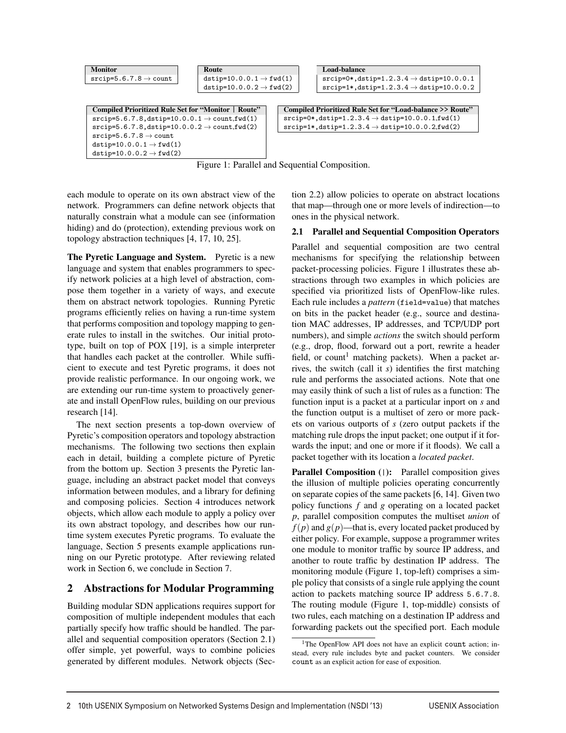| Monitor |
| --- |
| `srcip=5.6.7.8 → count` |

| Route |
| --- |
| `dstip=10.0.0.1 → fwd(1)` |
| `dstip=10.0.0.2 → fwd(2)` |

| Load-balance |
| --- |
| `srcip=0*,dstip=1.2.3.4 → dstip=10.0.0.1` |
| `srcip=1*,dstip=1.2.3.4 → dstip=10.0.0.2` |

| Compiled Prioritized Rule Set for "Monitor \| Route" |
| --- |
| `srcip=5.6.7.8,dstip=10.0.0.1 → count,fwd(1)` |
| `srcip=5.6.7.8,dstip=10.0.0.2 → count,fwd(2)` |
| `srcip=5.6.7.8 → count` |
| `dstip=10.0.0.1 → fwd(1)` |
| `dstip=10.0.0.2 → fwd(2)` |

| Compiled Prioritized Rule Set for "Load-balance >> Route" |
| --- |
| `srcip=0*,dstip=1.2.3.4 → dstip=10.0.0.1,fwd(1)` |
| `srcip=1*,dstip=1.2.3.4 → dstip=10.0.0.2,fwd(2)` |

Figure 1: Parallel and Sequential Composition.

each module to operate on its own abstract view of the network. Programmers can define network objects that naturally constrain what a module can see (information hiding) and do (protection), extending previous work on topology abstraction techniques [4, 17, 10, 25].

**The Pyretic Language and System.** Pyretic is a new language and system that enables programmers to specify network policies at a high level of abstraction, compose them together in a variety of ways, and execute them on abstract network topologies. Running Pyretic programs efficiently relies on having a run-time system that performs composition and topology mapping to generate rules to install in the switches. Our initial prototype, built on top of POX [19], is a simple interpreter that handles each packet at the controller. While sufficient to execute and test Pyretic programs, it does not provide realistic performance. In our ongoing work, we are extending our run-time system to proactively generate and install OpenFlow rules, building on our previous research [14].

The next section presents a top-down overview of Pyretic's composition operators and topology abstraction mechanisms. The following two sections then explain each in detail, building a complete picture of Pyretic from the bottom up. Section 3 presents the Pyretic language, including an abstract packet model that conveys information between modules, and a library for defining and composing policies. Section 4 introduces network objects, which allow each module to apply a policy over its own abstract topology, and describes how our runtime system executes Pyretic programs. To evaluate the language, Section 5 presents example applications running on our Pyretic prototype. After reviewing related work in Section 6, we conclude in Section 7.

## 2 Abstractions for Modular Programming

Building modular SDN applications requires support for composition of multiple independent modules that each partially specify how traffic should be handled. The parallel and sequential composition operators (Section 2.1) offer simple, yet powerful, ways to combine policies generated by different modules. Network objects (Section 2.2) allow policies to operate on abstract locations that map—through one or more levels of indirection—to ones in the physical network.

### 2.1 Parallel and Sequential Composition Operators

Parallel and sequential composition are two central mechanisms for specifying the relationship between packet-processing policies. Figure 1 illustrates these abstractions through two examples in which policies are specified via prioritized lists of OpenFlow-like rules. Each rule includes a *pattern* (`field=value`) that matches on bits in the packet header (e.g., source and destination MAC addresses, IP addresses, and TCP/UDP port numbers), and simple *actions* the switch should perform (e.g., drop, flood, forward out a port, rewrite a header field, or count[1] matching packets). When a packet arrives, the switch (call it $s$) identifies the first matching rule and performs the associated actions. Note that one may easily think of such a list of rules as a function: The function input is a packet at a particular inport on $s$ and the function output is a multiset of zero or more packets on various outports of $s$ (zero output packets if the matching rule drops the input packet; one output if it forwards the input; and one or more if it floods). We call a packet together with its location a *located packet*.

**Parallel Composition (|):** Parallel composition gives the illusion of multiple policies operating concurrently on separate copies of the same packets [6, 14]. Given two policy functions $f$ and $g$ operating on a located packet $p$, parallel composition computes the multiset *union* of $f(p)$ and $g(p)$—that is, every located packet produced by either policy. For example, suppose a programmer writes one module to monitor traffic by source IP address, and another to route traffic by destination IP address. The monitoring module (Figure 1, top-left) comprises a simple policy that consists of a single rule applying the count action to packets matching source IP address `5.6.7.8`. The routing module (Figure 1, top-middle) consists of two rules, each matching on a destination IP address and forwarding packets out the specified port. Each module

[1] The OpenFlow API does not have an explicit `count` action; instead, every rule includes byte and packet counters. We consider `count` as an explicit action for ease of exposition.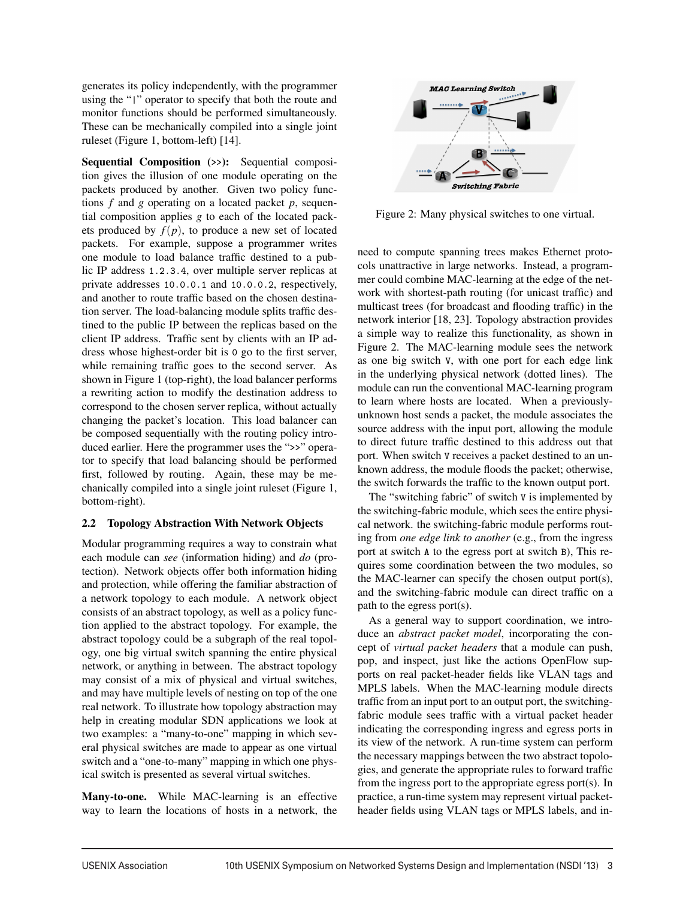generates its policy independently, with the programmer using the "|" operator to specify that both the route and monitor functions should be performed simultaneously. These can be mechanically compiled into a single joint ruleset (Figure 1, bottom-left) [14].

**Sequential Composition (>>):** Sequential composition gives the illusion of one module operating on the packets produced by another. Given two policy functions $f$ and $g$ operating on a located packet $p$, sequential composition applies $g$ to each of the located packets produced by $f(p)$, to produce a new set of located packets. For example, suppose a programmer writes one module to load balance traffic destined to a public IP address `1.2.3.4`, over multiple server replicas at private addresses `10.0.0.1` and `10.0.0.2`, respectively, and another to route traffic based on the chosen destination server. The load-balancing module splits traffic destined to the public IP between the replicas based on the client IP address. Traffic sent by clients with an IP address whose highest-order bit is `0` go to the first server, while remaining traffic goes to the second server. As shown in Figure 1 (top-right), the load balancer performs a rewriting action to modify the destination address to correspond to the chosen server replica, without actually changing the packet's location. This load balancer can be composed sequentially with the routing policy introduced earlier. Here the programmer uses the ">>" operator to specify that load balancing should be performed first, followed by routing. Again, these may be mechanically compiled into a single joint ruleset (Figure 1, bottom-right).

### 2.2 Topology Abstraction With Network Objects

Modular programming requires a way to constrain what each module can *see* (information hiding) and *do* (protection). Network objects offer both information hiding and protection, while offering the familiar abstraction of a network topology to each module. A network object consists of an abstract topology, as well as a policy function applied to the abstract topology. For example, the abstract topology could be a subgraph of the real topology, one big virtual switch spanning the entire physical network, or anything in between. The abstract topology may consist of a mix of physical and virtual switches, and may have multiple levels of nesting on top of the one real network. To illustrate how topology abstraction may help in creating modular SDN applications we look at two examples: a "many-to-one" mapping in which several physical switches are made to appear as one virtual switch and a "one-to-many" mapping in which one physical switch is presented as several virtual switches.

**Many-to-one.** While MAC-learning is an effective way to learn the locations of hosts in a network, the need to compute spanning trees makes Ethernet protocols unattractive in large networks. Instead, a programmer could combine MAC-learning at the edge of the network with shortest-path routing (for unicast traffic) and multicast trees (for broadcast and flooding traffic) in the network interior [18, 23]. Topology abstraction provides a simple way to realize this functionality, as shown in Figure 2. The MAC-learning module sees the network as one big switch `V`, with one port for each edge link in the underlying physical network (dotted lines). The module can run the conventional MAC-learning program to learn where hosts are located. When a previously-unknown host sends a packet, the module associates the source address with the input port, allowing the module to direct future traffic destined to this address out that port. When switch `V` receives a packet destined to an unknown address, the module floods the packet; otherwise, the switch forwards the traffic to the known output port.

Figure 2: Many physical switches to one virtual.

The "switching fabric" of switch `V` is implemented by the switching-fabric module, which sees the entire physical network. the switching-fabric module performs routing from *one edge link to another* (e.g., from the ingress port at switch `A` to the egress port at switch `B`), This requires some coordination between the two modules, so the MAC-learner can specify the chosen output port(s), and the switching-fabric module can direct traffic on a path to the egress port(s).

As a general way to support coordination, we introduce an *abstract packet model*, incorporating the concept of *virtual packet headers* that a module can push, pop, and inspect, just like the actions OpenFlow supports on real packet-header fields like VLAN tags and MPLS labels. When the MAC-learning module directs traffic from an input port to an output port, the switching-fabric module sees traffic with a virtual packet header indicating the corresponding ingress and egress ports in its view of the network. A run-time system can perform the necessary mappings between the two abstract topologies, and generate the appropriate rules to forward traffic from the ingress port to the appropriate egress port(s). In practice, a run-time system may represent virtual packet-header fields using VLAN tags or MPLS labels, and in-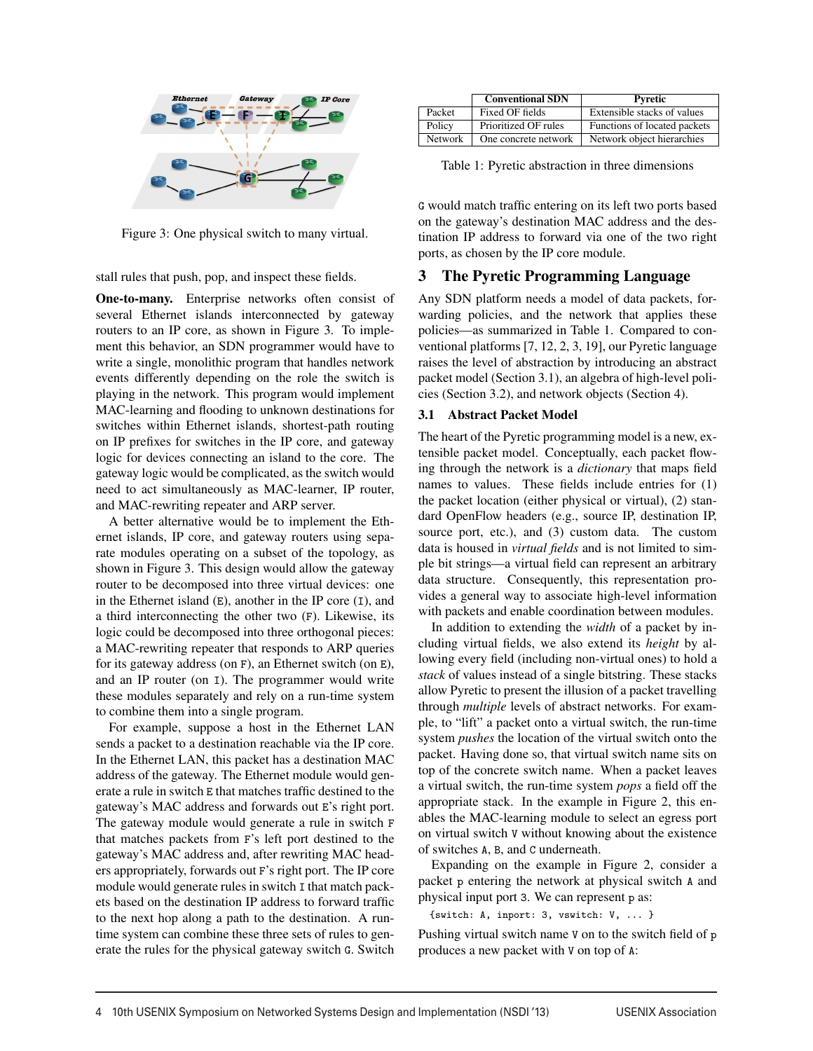Figure 3: One physical switch to many virtual.

stall rules that push, pop, and inspect these fields.

**One-to-many.** Enterprise networks often consist of several Ethernet islands interconnected by gateway routers to an IP core, as shown in Figure 3. To implement this behavior, an SDN programmer would have to write a single, monolithic program that handles network events differently depending on the role the switch is playing in the network. This program would implement MAC-learning and flooding to unknown destinations for switches within Ethernet islands, shortest-path routing on IP prefixes for switches in the IP core, and gateway logic for devices connecting an island to the core. The gateway logic would be complicated, as the switch would need to act simultaneously as MAC-learner, IP router, and MAC-rewriting repeater and ARP server.

A better alternative would be to implement the Ethernet islands, IP core, and gateway routers using separate modules operating on a subset of the topology, as shown in Figure 3. This design would allow the gateway router to be decomposed into three virtual devices: one in the Ethernet island (`E`), another in the IP core (`I`), and a third interconnecting the other two (`F`). Likewise, its logic could be decomposed into three orthogonal pieces: a MAC-rewriting repeater that responds to ARP queries for its gateway address (on `F`), an Ethernet switch (on `E`), and an IP router (on `I`). The programmer would write these modules separately and rely on a run-time system to combine them into a single program.

For example, suppose a host in the Ethernet LAN sends a packet to a destination reachable via the IP core. In the Ethernet LAN, this packet has a destination MAC address of the gateway. The Ethernet module would generate a rule in switch `E` that matches traffic destined to the gateway's MAC address and forwards out `E`'s right port. The gateway module would generate a rule in switch `F` that matches packets from `F`'s left port destined to the gateway's MAC address and, after rewriting MAC headers appropriately, forwards out `F`'s right port. The IP core module would generate rules in switch `I` that match packets based on the destination IP address to forward traffic to the next hop along a path to the destination. A run-time system can combine these three sets of rules to generate the rules for the physical gateway switch `G`. Switch `G` would match traffic entering on its left two ports based on the gateway's destination MAC address and the destination IP address to forward via one of the two right ports, as chosen by the IP core module.

| | Conventional SDN | Pyretic |
|---|---|---|
| Packet | Fixed OF fields | Extensible stacks of values |
| Policy | Prioritized OF rules | Functions of located packets |
| Network | One concrete network | Network object hierarchies |

Table 1: Pyretic abstraction in three dimensions

## 3 The Pyretic Programming Language

Any SDN platform needs a model of data packets, forwarding policies, and the network that applies these policies—as summarized in Table 1. Compared to conventional platforms [7, 12, 2, 3, 19], our Pyretic language raises the level of abstraction by introducing an abstract packet model (Section 3.1), an algebra of high-level policies (Section 3.2), and network objects (Section 4).

### 3.1 Abstract Packet Model

The heart of the Pyretic programming model is a new, extensible packet model. Conceptually, each packet flowing through the network is a *dictionary* that maps field names to values. These fields include entries for (1) the packet location (either physical or virtual), (2) standard OpenFlow headers (e.g., source IP, destination IP, source port, etc.), and (3) custom data. The custom data is housed in *virtual fields* and is not limited to simple bit strings—a virtual field can represent an arbitrary data structure. Consequently, this representation provides a general way to associate high-level information with packets and enable coordination between modules.

In addition to extending the *width* of a packet by including virtual fields, we also extend its *height* by allowing every field (including non-virtual ones) to hold a *stack* of values instead of a single bitstring. These stacks allow Pyretic to present the illusion of a packet travelling through *multiple* levels of abstract networks. For example, to "lift" a packet onto a virtual switch, the run-time system *pushes* the location of the virtual switch onto the packet. Having done so, that virtual switch name sits on top of the concrete switch name. When a packet leaves a virtual switch, the run-time system *pops* a field off the appropriate stack. In the example in Figure 2, this enables the MAC-learning module to select an egress port on virtual switch `V` without knowing about the existence of switches `A`, `B`, and `C` underneath.

Expanding on the example in Figure 2, consider a packet `p` entering the network at physical switch `A` and physical input port `3`. We can represent `p` as:

```
{switch: A, inport: 3, vswitch: V, ... }
```

Pushing virtual switch name `V` on to the switch field of `p` produces a new packet with `V` on top of `A`: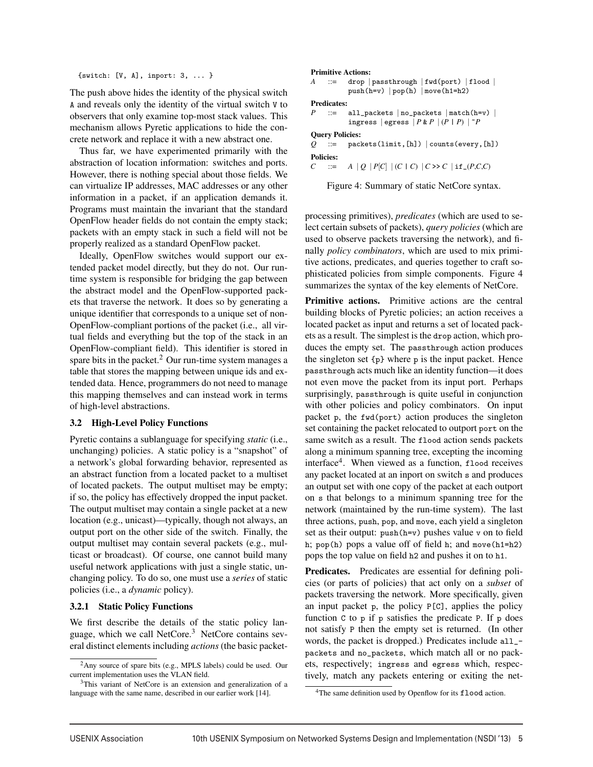```
{switch: [V, A], inport: 3, ... }
```

The push above hides the identity of the physical switch A and reveals only the identity of the virtual switch V to observers that only examine top-most stack values. This mechanism allows Pyretic applications to hide the concrete network and replace it with a new abstract one.

Thus far, we have experimented primarily with the abstraction of location information: switches and ports. However, there is nothing special about those fields. We can virtualize IP addresses, MAC addresses or any other information in a packet, if an application demands it. Programs must maintain the invariant that the standard OpenFlow header fields do not contain the empty stack; packets with an empty stack in such a field will not be properly realized as a standard OpenFlow packet.

Ideally, OpenFlow switches would support our extended packet model directly, but they do not. Our run-time system is responsible for bridging the gap between the abstract model and the OpenFlow-supported packets that traverse the network. It does so by generating a unique identifier that corresponds to a unique set of non-OpenFlow-compliant portions of the packet (i.e., all virtual fields and everything but the top of the stack in an OpenFlow-compliant field). This identifier is stored in spare bits in the packet.[2] Our run-time system manages a table that stores the mapping between unique ids and extended data. Hence, programmers do not need to manage this mapping themselves and can instead work in terms of high-level abstractions.

### 3.2 High-Level Policy Functions

Pyretic contains a sublanguage for specifying *static* (i.e., unchanging) policies. A static policy is a "snapshot" of a network's global forwarding behavior, represented as an abstract function from a located packet to a multiset of located packets. The output multiset may be empty; if so, the policy has effectively dropped the input packet. The output multiset may contain a single packet at a new location (e.g., unicast)—typically, though not always, an output port on the other side of the switch. Finally, the output multiset may contain several packets (e.g., multicast or broadcast). Of course, one cannot build many useful network applications with just a single static, unchanging policy. To do so, one must use a *series* of static policies (i.e., a *dynamic* policy).

#### 3.2.1 Static Policy Functions

We first describe the details of the static policy language, which we call NetCore.[3] NetCore contains several distinct elements including *actions* (the basic packet-processing primitives), *predicates* (which are used to select certain subsets of packets), *query policies* (which are used to observe packets traversing the network), and finally *policy combinators*, which are used to mix primitive actions, predicates, and queries together to craft sophisticated policies from simple components. Figure 4 summarizes the syntax of the key elements of NetCore.

**Primitive Actions:**
A ::= drop | passthrough | fwd(port) | flood | push(h=v) | pop(h) | move(h1=h2)

**Predicates:**
P ::= all_packets | no_packets | match(h=v) | ingress | egress | P & P | (P | P) | ~P

**Query Policies:**
Q ::= packets(limit,[h]) | counts(every,[h])

**Policies:**
C ::= A | Q | P[C] | (C | C) | C >> C | if_(P,C,C)

Figure 4: Summary of static NetCore syntax.

**Primitive actions.** Primitive actions are the central building blocks of Pyretic policies; an action receives a located packet as input and returns a set of located packets as a result. The simplest is the drop action, which produces the empty set. The passthrough action produces the singleton set {p} where p is the input packet. Hence passthrough acts much like an identity function—it does not even move the packet from its input port. Perhaps surprisingly, passthrough is quite useful in conjunction with other policies and policy combinators. On input packet p, the fwd(port) action produces the singleton set containing the packet relocated to outport port on the same switch as a result. The flood action sends packets along a minimum spanning tree, excepting the incoming interface[4]. When viewed as a function, flood receives any packet located at an inport on switch s and produces an output set with one copy of the packet at each outport on s that belongs to a minimum spanning tree for the network (maintained by the run-time system). The last three actions, push, pop, and move, each yield a singleton set as their output: push(h=v) pushes value v on to field h; pop(h) pops a value off of field h; and move(h1=h2) pops the top value on field h2 and pushes it on to h1.

**Predicates.** Predicates are essential for defining policies (or parts of policies) that act only on a *subset* of packets traversing the network. More specifically, given an input packet p, the policy P[C], applies the policy function C to p if p satisfies the predicate P. If p does not satisfy P then the empty set is returned. (In other words, the packet is dropped.) Predicates include all_packets and no_packets, which match all or no packets, respectively; ingress and egress which, respectively, match any packets entering or exiting the net-

[2] Any source of spare bits (e.g., MPLS labels) could be used. Our current implementation uses the VLAN field.

[3] This variant of NetCore is an extension and generalization of a language with the same name, described in our earlier work [14].

[4] The same definition used by Openflow for its flood action.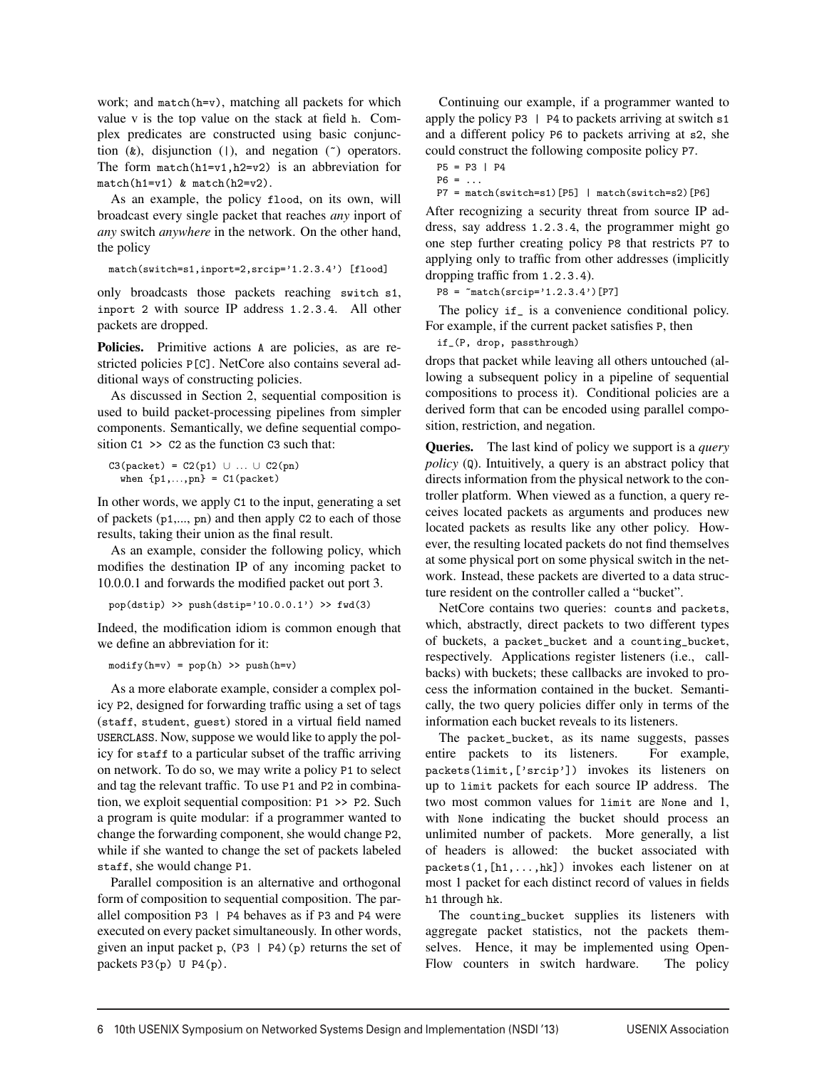work; and `match(h=v)`, matching all packets for which value v is the top value on the stack at field h. Complex predicates are constructed using basic conjunction (&), disjunction (|), and negation (~) operators. The form `match(h1=v1,h2=v2)` is an abbreviation for `match(h1=v1) & match(h2=v2)`.

As an example, the policy `flood`, on its own, will broadcast every single packet that reaches *any* inport of *any* switch *anywhere* in the network. On the other hand, the policy

```
match(switch=s1,inport=2,srcip='1.2.3.4') [flood]
```

only broadcasts those packets reaching `switch s1`, `inport 2` with source IP address `1.2.3.4`. All other packets are dropped.

**Policies.** Primitive actions A are policies, as are restricted policies P[C]. NetCore also contains several additional ways of constructing policies.

As discussed in Section 2, sequential composition is used to build packet-processing pipelines from simpler components. Semantically, we define sequential composition `C1 >> C2` as the function C3 such that:

```
C3(packet) = C2(p1) ∪ ... ∪ C2(pn)
  when {p1,...,pn} = C1(packet)
```

In other words, we apply C1 to the input, generating a set of packets (p1,..., pn) and then apply C2 to each of those results, taking their union as the final result.

As an example, consider the following policy, which modifies the destination IP of any incoming packet to 10.0.0.1 and forwards the modified packet out port 3.

```
pop(dstip) >> push(dstip='10.0.0.1') >> fwd(3)
```

Indeed, the modification idiom is common enough that we define an abbreviation for it:

```
modify(h=v) = pop(h) >> push(h=v)
```

As a more elaborate example, consider a complex policy P2, designed for forwarding traffic using a set of tags (`staff`, `student`, `guest`) stored in a virtual field named `USERCLASS`. Now, suppose we would like to apply the policy for `staff` to a particular subset of the traffic arriving on network. To do so, we may write a policy P1 to select and tag the relevant traffic. To use P1 and P2 in combination, we exploit sequential composition: `P1 >> P2`. Such a program is quite modular: if a programmer wanted to change the forwarding component, she would change P2, while if she wanted to change the set of packets labeled `staff`, she would change P1.

Parallel composition is an alternative and orthogonal form of composition to sequential composition. The parallel composition `P3 | P4` behaves as if P3 and P4 were executed on every packet simultaneously. In other words, given an input packet p, `(P3 | P4)(p)` returns the set of packets `P3(p) U P4(p)`.

Continuing our example, if a programmer wanted to apply the policy `P3 | P4` to packets arriving at switch s1 and a different policy P6 to packets arriving at s2, she could construct the following composite policy P7.

```
P5 = P3 | P4
P6 = ...
P7 = match(switch=s1)[P5] | match(switch=s2)[P6]
```

After recognizing a security threat from source IP address, say address 1.2.3.4, the programmer might go one step further creating policy P8 that restricts P7 to applying only to traffic from other addresses (implicitly dropping traffic from 1.2.3.4).

```
P8 = ~match(srcip='1.2.3.4')[P7]
```

The policy `if_` is a convenience conditional policy. For example, if the current packet satisfies P, then

```
if_(P, drop, passthrough)
```

drops that packet while leaving all others untouched (allowing a subsequent policy in a pipeline of sequential compositions to process it). Conditional policies are a derived form that can be encoded using parallel composition, restriction, and negation.

**Queries.** The last kind of policy we support is a *query policy* (Q). Intuitively, a query is an abstract policy that directs information from the physical network to the controller platform. When viewed as a function, a query receives located packets as arguments and produces new located packets as results like any other policy. However, the resulting located packets do not find themselves at some physical port on some physical switch in the network. Instead, these packets are diverted to a data structure resident on the controller called a "bucket".

NetCore contains two queries: `counts` and `packets`, which, abstractly, direct packets to two different types of buckets, a `packet_bucket` and a `counting_bucket`, respectively. Applications register listeners (i.e., callbacks) with buckets; these callbacks are invoked to process the information contained in the bucket. Semantically, the two query policies differ only in terms of the information each bucket reveals to its listeners.

The `packet_bucket`, as its name suggests, passes entire packets to its listeners. For example, `packets(limit,['srcip'])` invokes its listeners on up to `limit` packets for each source IP address. The two most common values for `limit` are `None` and 1, with `None` indicating the bucket should process an unlimited number of packets. More generally, a list of headers is allowed: the bucket associated with `packets(1,[h1,...,hk])` invokes each listener on at most 1 packet for each distinct record of values in fields h1 through hk.

The `counting_bucket` supplies its listeners with aggregate packet statistics, not the packets themselves. Hence, it may be implemented using OpenFlow counters in switch hardware. The policy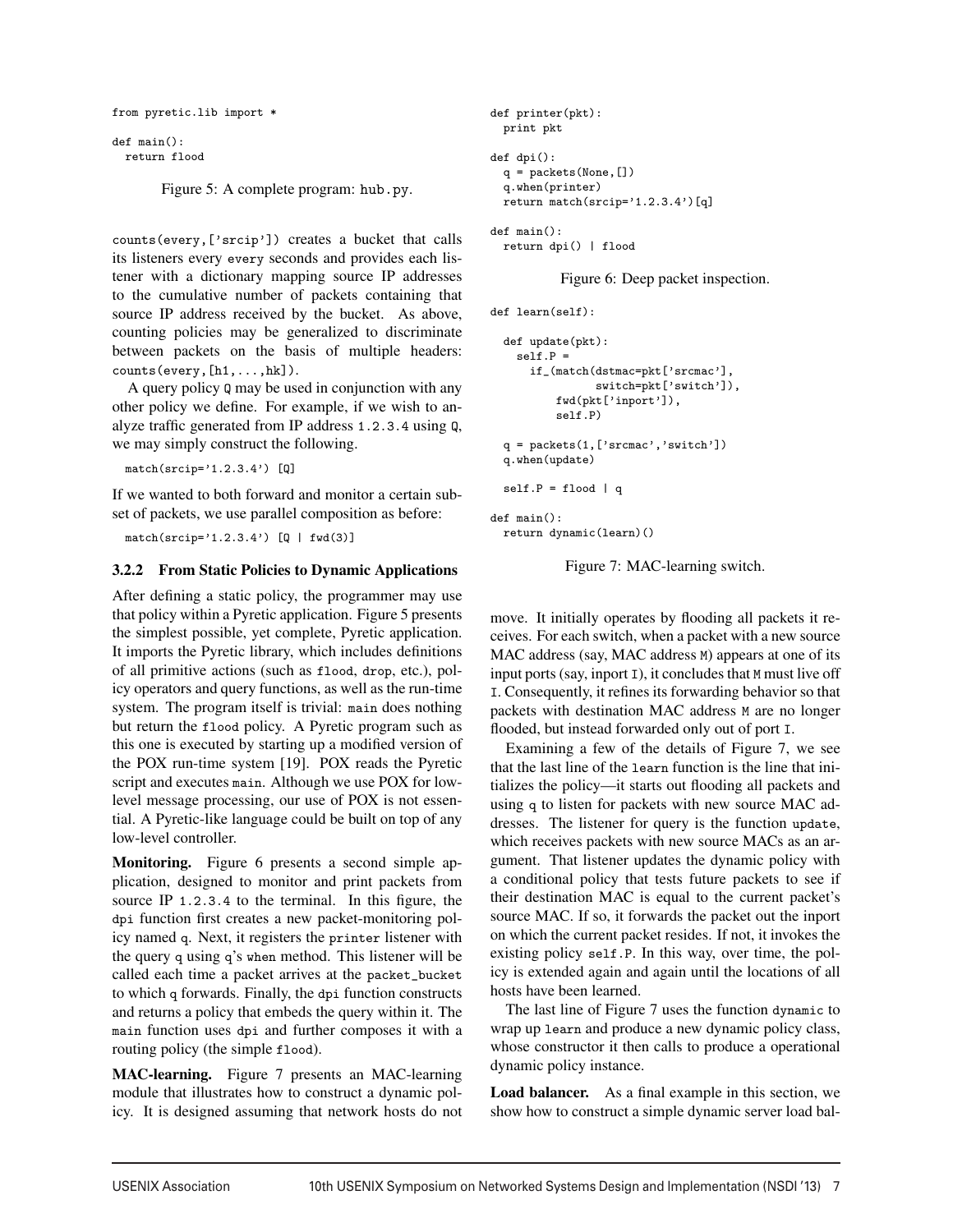```
from pyretic.lib import *

def main():
  return flood
```

Figure 5: A complete program: hub.py.

counts(every,['srcip']) creates a bucket that calls its listeners every every seconds and provides each listener with a dictionary mapping source IP addresses to the cumulative number of packets containing that source IP address received by the bucket. As above, counting policies may be generalized to discriminate between packets on the basis of multiple headers: counts(every,[h1,...,hk]).

A query policy Q may be used in conjunction with any other policy we define. For example, if we wish to analyze traffic generated from IP address 1.2.3.4 using Q, we may simply construct the following.

```
match(srcip='1.2.3.4') [Q]
```

If we wanted to both forward and monitor a certain subset of packets, we use parallel composition as before:

```
match(srcip='1.2.3.4') [Q | fwd(3)]
```

### 3.2.2 From Static Policies to Dynamic Applications

After defining a static policy, the programmer may use that policy within a Pyretic application. Figure 5 presents the simplest possible, yet complete, Pyretic application. It imports the Pyretic library, which includes definitions of all primitive actions (such as flood, drop, etc.), policy operators and query functions, as well as the run-time system. The program itself is trivial: main does nothing but return the flood policy. A Pyretic program such as this one is executed by starting up a modified version of the POX run-time system [19]. POX reads the Pyretic script and executes main. Although we use POX for low-level message processing, our use of POX is not essential. A Pyretic-like language could be built on top of any low-level controller.

**Monitoring.** Figure 6 presents a second simple application, designed to monitor and print packets from source IP 1.2.3.4 to the terminal. In this figure, the dpi function first creates a new packet-monitoring policy named q. Next, it registers the printer listener with the query q using q's when method. This listener will be called each time a packet arrives at the packet_bucket to which q forwards. Finally, the dpi function constructs and returns a policy that embeds the query within it. The main function uses dpi and further composes it with a routing policy (the simple flood).

**MAC-learning.** Figure 7 presents an MAC-learning module that illustrates how to construct a dynamic policy. It is designed assuming that network hosts do not move. It initially operates by flooding all packets it receives. For each switch, when a packet with a new source MAC address (say, MAC address M) appears at one of its input ports (say, inport I), it concludes that M must live off I. Consequently, it refines its forwarding behavior so that packets with destination MAC address M are no longer flooded, but instead forwarded only out of port I.

```
def printer(pkt):
  print pkt

def dpi():
  q = packets(None,[])
  q.when(printer)
  return match(srcip='1.2.3.4')[q]

def main():
  return dpi() | flood
```

Figure 6: Deep packet inspection.

```
def learn(self):

  def update(pkt):
    self.P =
      if_(match(dstmac=pkt['srcmac'],
                switch=pkt['switch']),
          fwd(pkt['inport']),
          self.P)

  q = packets(1,['srcmac','switch'])
  q.when(update)

  self.P = flood | q

def main():
  return dynamic(learn)()
```

Figure 7: MAC-learning switch.

Examining a few of the details of Figure 7, we see that the last line of the learn function is the line that initializes the policy—it starts out flooding all packets and using q to listen for packets with new source MAC addresses. The listener for query is the function update, which receives packets with new source MACs as an argument. That listener updates the dynamic policy with a conditional policy that tests future packets to see if their destination MAC is equal to the current packet's source MAC. If so, it forwards the packet out the inport on which the current packet resides. If not, it invokes the existing policy self.P. In this way, over time, the policy is extended again and again until the locations of all hosts have been learned.

The last line of Figure 7 uses the function dynamic to wrap up learn and produce a new dynamic policy class, whose constructor it then calls to produce a operational dynamic policy instance.

**Load balancer.** As a final example in this section, we show how to construct a simple dynamic server load bal-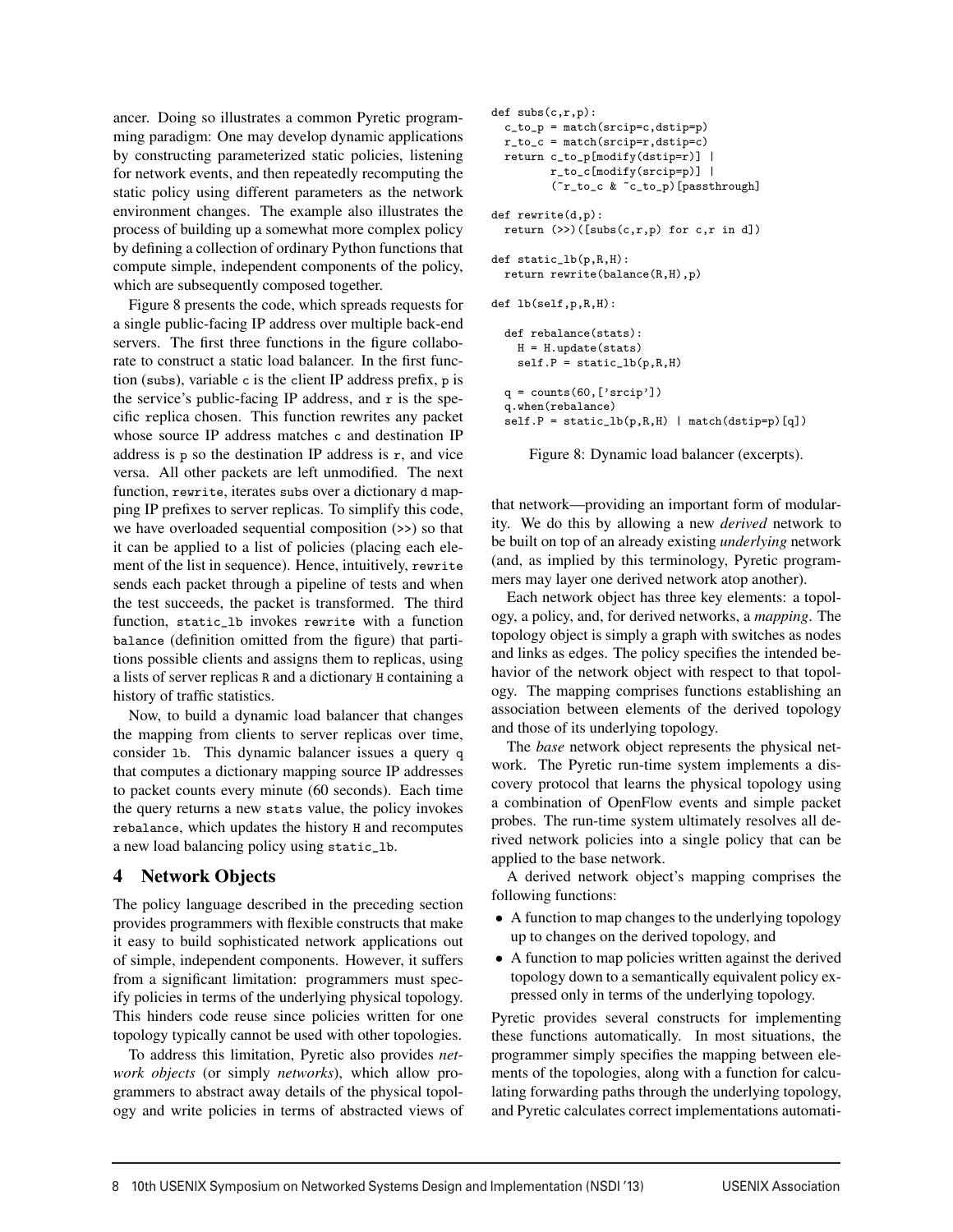ancer. Doing so illustrates a common Pyretic programming paradigm: One may develop dynamic applications by constructing parameterized static policies, listening for network events, and then repeatedly recomputing the static policy using different parameters as the network environment changes. The example also illustrates the process of building up a somewhat more complex policy by defining a collection of ordinary Python functions that compute simple, independent components of the policy, which are subsequently composed together.

Figure 8 presents the code, which spreads requests for a single public-facing IP address over multiple back-end servers. The first three functions in the figure collaborate to construct a static load balancer. In the first function (`subs`), variable `c` is the client IP address prefix, `p` is the service's public-facing IP address, and `r` is the specific replica chosen. This function rewrites any packet whose source IP address matches `c` and destination IP address is `p` so the destination IP address is `r`, and vice versa. All other packets are left unmodified. The next function, `rewrite`, iterates `subs` over a dictionary `d` mapping IP prefixes to server replicas. To simplify this code, we have overloaded sequential composition (`>>`) so that it can be applied to a list of policies (placing each element of the list in sequence). Hence, intuitively, `rewrite` sends each packet through a pipeline of tests and when the test succeeds, the packet is transformed. The third function, `static_lb` invokes `rewrite` with a function `balance` (definition omitted from the figure) that partitions possible clients and assigns them to replicas, using a lists of server replicas `R` and a dictionary `H` containing a history of traffic statistics.

Now, to build a dynamic load balancer that changes the mapping from clients to server replicas over time, consider `lb`. This dynamic balancer issues a query `q` that computes a dictionary mapping source IP addresses to packet counts every minute (60 seconds). Each time the query returns a new `stats` value, the policy invokes `rebalance`, which updates the history `H` and recomputes a new load balancing policy using `static_lb`.

```
def subs(c,r,p):
  c_to_p = match(srcip=c,dstip=p)
  r_to_c = match(srcip=r,dstip=c)
  return c_to_p[modify(dstip=r)] |
         r_to_c[modify(srcip=p)] |
         (~r_to_c & ~c_to_p)[passthrough]

def rewrite(d,p):
  return (>>)([subs(c,r,p) for c,r in d])

def static_lb(p,R,H):
  return rewrite(balance(R,H),p)

def lb(self,p,R,H):

  def rebalance(stats):
    H = H.update(stats)
    self.P = static_lb(p,R,H)

  q = counts(60,['srcip'])
  q.when(rebalance)
  self.P = static_lb(p,R,H) | match(dstip=p)[q])
```

Figure 8: Dynamic load balancer (excerpts).

## 4 Network Objects

The policy language described in the preceding section provides programmers with flexible constructs that make it easy to build sophisticated network applications out of simple, independent components. However, it suffers from a significant limitation: programmers must specify policies in terms of the underlying physical topology. This hinders code reuse since policies written for one topology typically cannot be used with other topologies.

To address this limitation, Pyretic also provides *network objects* (or simply *networks*), which allow programmers to abstract away details of the physical topology and write policies in terms of abstracted views of that network—providing an important form of modularity. We do this by allowing a new *derived* network to be built on top of an already existing *underlying* network (and, as implied by this terminology, Pyretic programmers may layer one derived network atop another).

Each network object has three key elements: a topology, a policy, and, for derived networks, a *mapping*. The topology object is simply a graph with switches as nodes and links as edges. The policy specifies the intended behavior of the network object with respect to that topology. The mapping comprises functions establishing an association between elements of the derived topology and those of its underlying topology.

The *base* network object represents the physical network. The Pyretic run-time system implements a discovery protocol that learns the physical topology using a combination of OpenFlow events and simple packet probes. The run-time system ultimately resolves all derived network policies into a single policy that can be applied to the base network.

A derived network object's mapping comprises the following functions:

- A function to map changes to the underlying topology up to changes on the derived topology, and
- A function to map policies written against the derived topology down to a semantically equivalent policy expressed only in terms of the underlying topology.

Pyretic provides several constructs for implementing these functions automatically. In most situations, the programmer simply specifies the mapping between elements of the topologies, along with a function for calculating forwarding paths through the underlying topology, and Pyretic calculates correct implementations automati-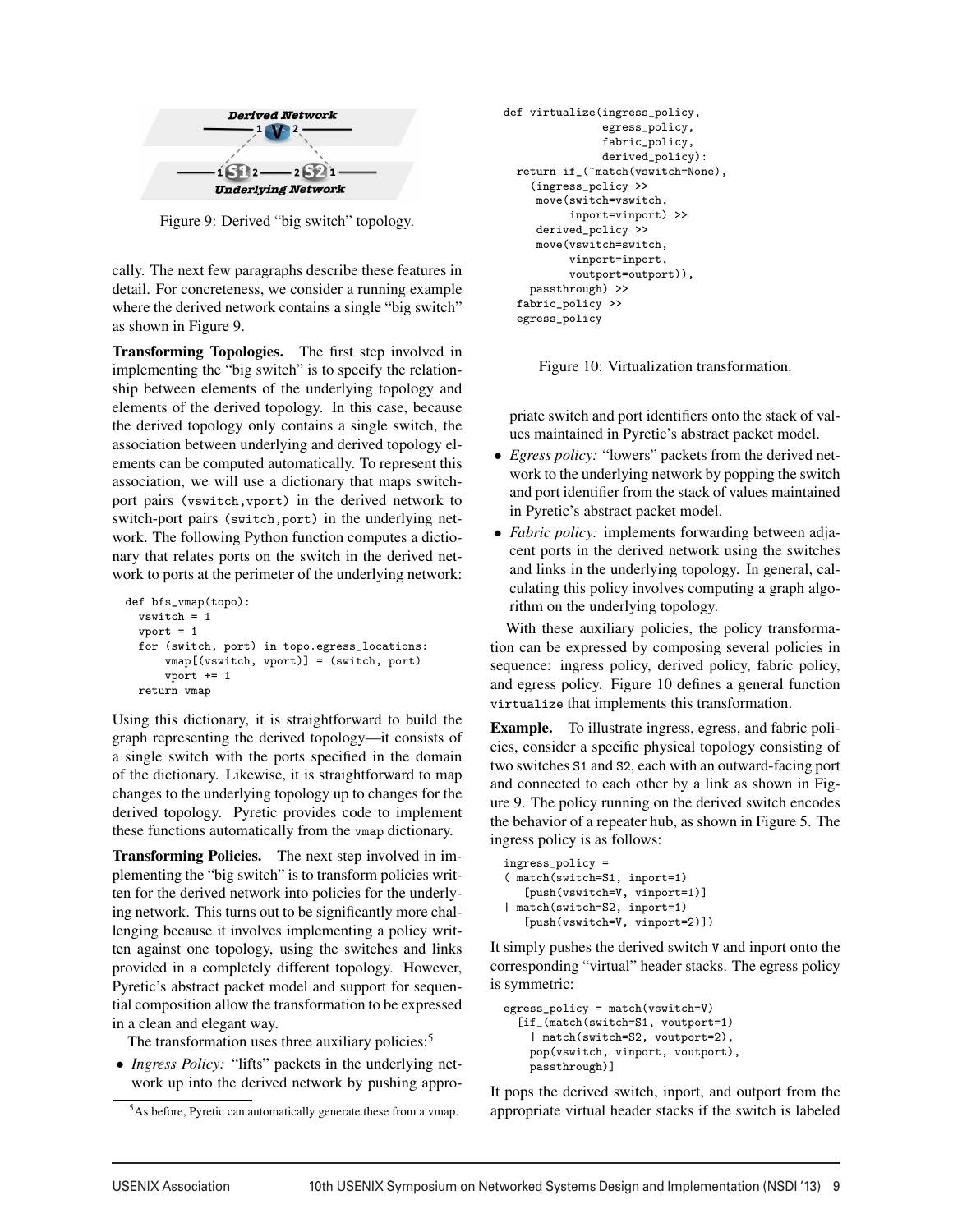Figure 9: Derived "big switch" topology.

cally. The next few paragraphs describe these features in detail. For concreteness, we consider a running example where the derived network contains a single "big switch" as shown in Figure 9.

**Transforming Topologies.** The first step involved in implementing the "big switch" is to specify the relationship between elements of the underlying topology and elements of the derived topology. In this case, because the derived topology only contains a single switch, the association between underlying and derived topology elements can be computed automatically. To represent this association, we will use a dictionary that maps switch-port pairs (vswitch,vport) in the derived network to switch-port pairs (switch,port) in the underlying network. The following Python function computes a dictionary that relates ports on the switch in the derived network to ports at the perimeter of the underlying network:

```
def bfs_vmap(topo):
  vswitch = 1
  vport = 1
  for (switch, port) in topo.egress_locations:
      vmap[(vswitch, vport)] = (switch, port)
      vport += 1
  return vmap
```

Using this dictionary, it is straightforward to build the graph representing the derived topology—it consists of a single switch with the ports specified in the domain of the dictionary. Likewise, it is straightforward to map changes to the underlying topology up to changes for the derived topology. Pyretic provides code to implement these functions automatically from the vmap dictionary.

**Transforming Policies.** The next step involved in implementing the "big switch" is to transform policies written for the derived network into policies for the underlying network. This turns out to be significantly more challenging because it involves implementing a policy written against one topology, using the switches and links provided in a completely different topology. However, Pyretic's abstract packet model and support for sequential composition allow the transformation to be expressed in a clean and elegant way.

The transformation uses three auxiliary policies:[5]

- *Ingress Policy:* "lifts" packets in the underlying network up into the derived network by pushing appropriate switch and port identifiers onto the stack of values maintained in Pyretic's abstract packet model.
- *Egress policy:* "lowers" packets from the derived network to the underlying network by popping the switch and port identifier from the stack of values maintained in Pyretic's abstract packet model.
- *Fabric policy:* implements forwarding between adjacent ports in the derived network using the switches and links in the underlying topology. In general, calculating this policy involves computing a graph algorithm on the underlying topology.

[5]As before, Pyretic can automatically generate these from a vmap.

```
def virtualize(ingress_policy,
               egress_policy,
               fabric_policy,
               derived_policy):
  return if_(~match(vswitch=None),
     (ingress_policy >>
      move(switch=vswitch,
           inport=vinport) >>
      derived_policy >>
      move(vswitch=switch,
           vinport=inport,
           voutport=outport)),
     passthrough) >>
  fabric_policy >>
  egress_policy
```

Figure 10: Virtualization transformation.

With these auxiliary policies, the policy transformation can be expressed by composing several policies in sequence: ingress policy, derived policy, fabric policy, and egress policy. Figure 10 defines a general function virtualize that implements this transformation.

**Example.** To illustrate ingress, egress, and fabric policies, consider a specific physical topology consisting of two switches S1 and S2, each with an outward-facing port and connected to each other by a link as shown in Figure 9. The policy running on the derived switch encodes the behavior of a repeater hub, as shown in Figure 5. The ingress policy is as follows:

```
ingress_policy =
( match(switch=S1, inport=1)
    [push(vswitch=V, vinport=1)]
| match(switch=S2, inport=1)
    [push(vswitch=V, vinport=2)])
```

It simply pushes the derived switch V and inport onto the corresponding "virtual" header stacks. The egress policy is symmetric:

```
egress_policy = match(vswitch=V)
  [if_(match(switch=S1, voutport=1)
    | match(switch=S2, voutport=2),
    pop(vswitch, vinport, voutport),
    passthrough)]
```

It pops the derived switch, inport, and outport from the appropriate virtual header stacks if the switch is labeled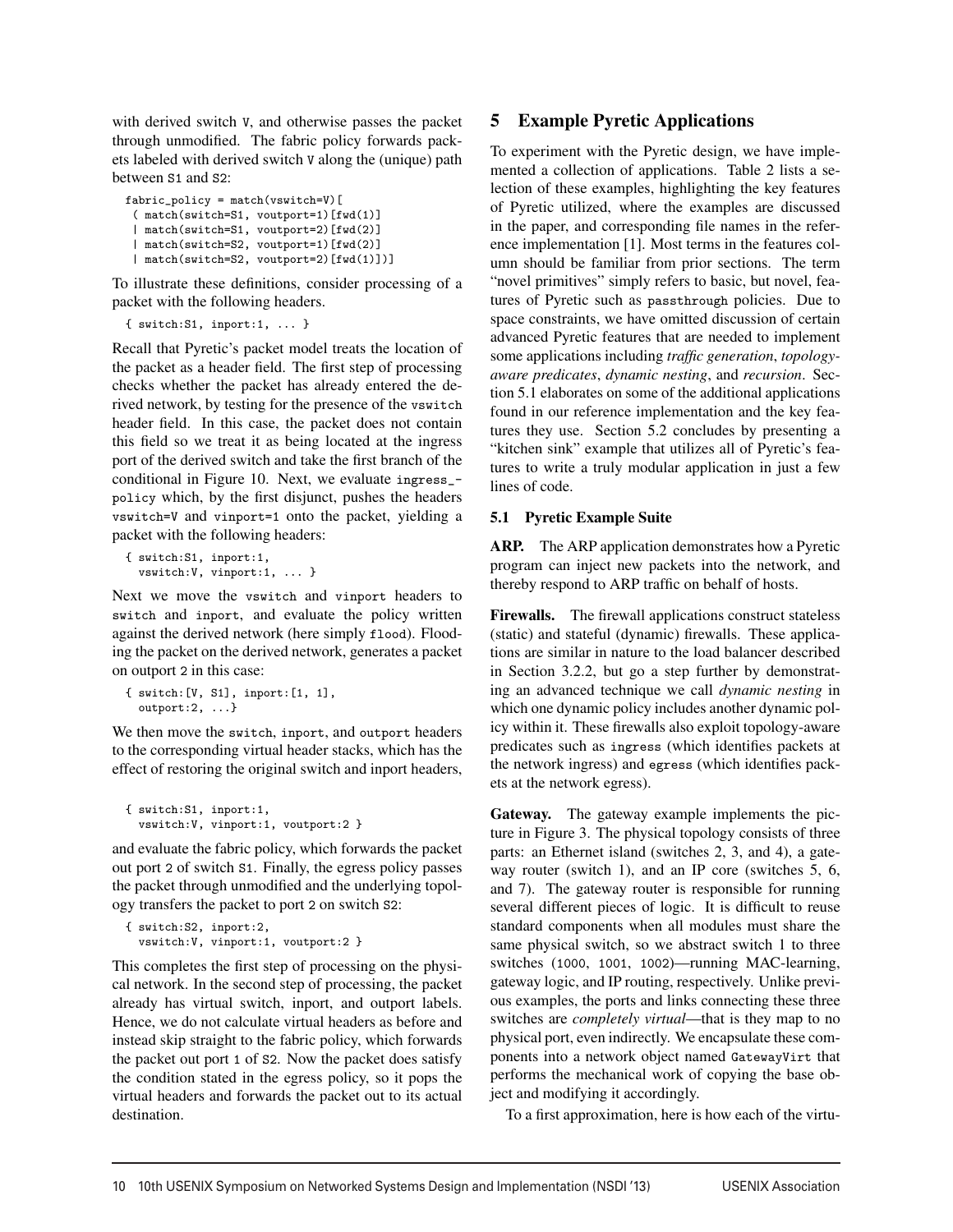with derived switch V, and otherwise passes the packet through unmodified. The fabric policy forwards packets labeled with derived switch V along the (unique) path between S1 and S2:

```
fabric_policy = match(vswitch=V)[
  ( match(switch=S1, voutport=1)[fwd(1)]
  | match(switch=S1, voutport=2)[fwd(2)]
  | match(switch=S2, voutport=1)[fwd(2)]
  | match(switch=S2, voutport=2)[fwd(1)])]
```

To illustrate these definitions, consider processing of a packet with the following headers.

```
{ switch:S1, inport:1, ... }
```

Recall that Pyretic's packet model treats the location of the packet as a header field. The first step of processing checks whether the packet has already entered the derived network, by testing for the presence of the vswitch header field. In this case, the packet does not contain this field so we treat it as being located at the ingress port of the derived switch and take the first branch of the conditional in Figure 10. Next, we evaluate ingress_policy which, by the first disjunct, pushes the headers vswitch=V and vinport=1 onto the packet, yielding a packet with the following headers:

```
{ switch:S1, inport:1,
  vswitch:V, vinport:1, ... }
```

Next we move the vswitch and vinport headers to switch and inport, and evaluate the policy written against the derived network (here simply flood). Flooding the packet on the derived network, generates a packet on outport 2 in this case:

```
{ switch:[V, S1], inport:[1, 1],
  outport:2, ...}
```

We then move the switch, inport, and outport headers to the corresponding virtual header stacks, which has the effect of restoring the original switch and inport headers,

```
{ switch:S1, inport:1,
  vswitch:V, vinport:1, voutport:2 }
```

and evaluate the fabric policy, which forwards the packet out port 2 of switch S1. Finally, the egress policy passes the packet through unmodified and the underlying topology transfers the packet to port 2 on switch S2:

```
{ switch:S2, inport:2,
  vswitch:V, vinport:1, voutport:2 }
```

This completes the first step of processing on the physical network. In the second step of processing, the packet already has virtual switch, inport, and outport labels. Hence, we do not calculate virtual headers as before and instead skip straight to the fabric policy, which forwards the packet out port 1 of S2. Now the packet does satisfy the condition stated in the egress policy, so it pops the virtual headers and forwards the packet out to its actual destination.

# 5 Example Pyretic Applications

To experiment with the Pyretic design, we have implemented a collection of applications. Table 2 lists a selection of these examples, highlighting the key features of Pyretic utilized, where the examples are discussed in the paper, and corresponding file names in the reference implementation [1]. Most terms in the features column should be familiar from prior sections. The term "novel primitives" simply refers to basic, but novel, features of Pyretic such as passthrough policies. Due to space constraints, we have omitted discussion of certain advanced Pyretic features that are needed to implement some applications including *traffic generation*, *topology-aware predicates*, *dynamic nesting*, and *recursion*. Section 5.1 elaborates on some of the additional applications found in our reference implementation and the key features they use. Section 5.2 concludes by presenting a "kitchen sink" example that utilizes all of Pyretic's features to write a truly modular application in just a few lines of code.

## 5.1 Pyretic Example Suite

**ARP.** The ARP application demonstrates how a Pyretic program can inject new packets into the network, and thereby respond to ARP traffic on behalf of hosts.

**Firewalls.** The firewall applications construct stateless (static) and stateful (dynamic) firewalls. These applications are similar in nature to the load balancer described in Section 3.2.2, but go a step further by demonstrating an advanced technique we call *dynamic nesting* in which one dynamic policy includes another dynamic policy within it. These firewalls also exploit topology-aware predicates such as ingress (which identifies packets at the network ingress) and egress (which identifies packets at the network egress).

**Gateway.** The gateway example implements the picture in Figure 3. The physical topology consists of three parts: an Ethernet island (switches 2, 3, and 4), a gateway router (switch 1), and an IP core (switches 5, 6, and 7). The gateway router is responsible for running several different pieces of logic. It is difficult to reuse standard components when all modules must share the same physical switch, so we abstract switch 1 to three switches (1000, 1001, 1002)—running MAC-learning, gateway logic, and IP routing, respectively. Unlike previous examples, the ports and links connecting these three switches are *completely virtual*—that is they map to no physical port, even indirectly. We encapsulate these components into a network object named GatewayVirt that performs the mechanical work of copying the base object and modifying it accordingly.

To a first approximation, here is how each of the virtu-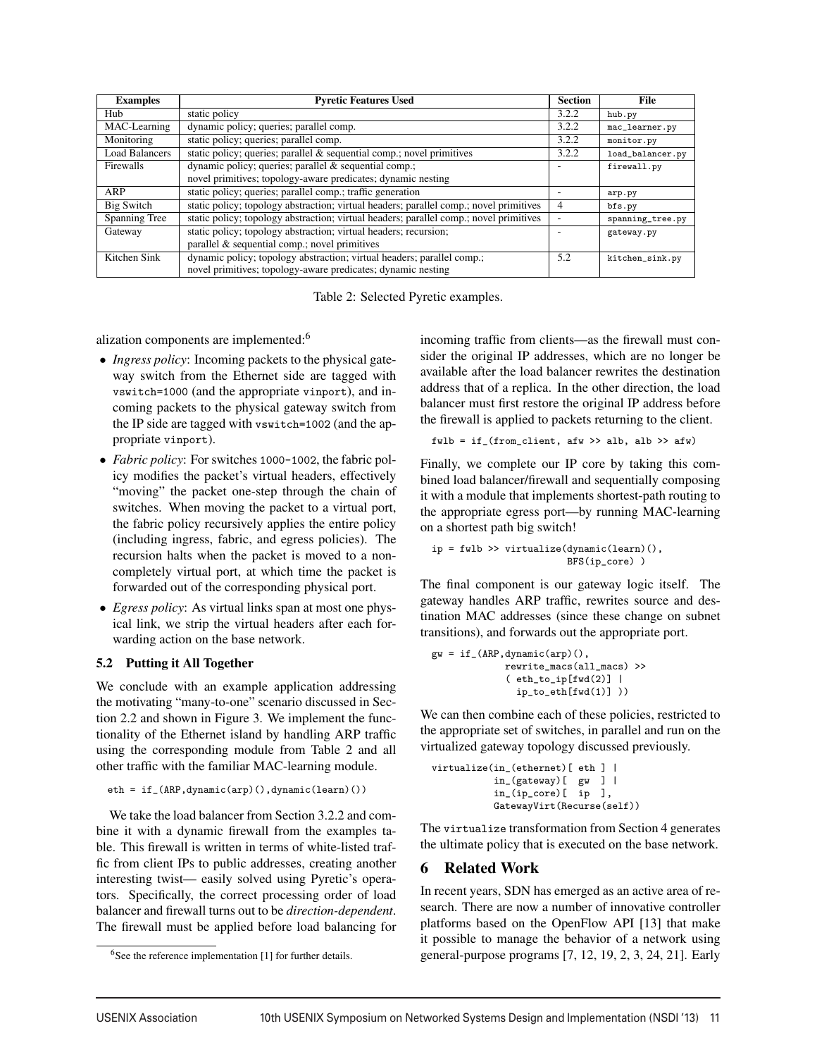| Examples | Pyretic Features Used | Section | File |
|---|---|---|---|
| Hub | static policy | 3.2.2 | `hub.py` |
| MAC-Learning | dynamic policy; queries; parallel comp. | 3.2.2 | `mac_learner.py` |
| Monitoring | static policy; queries; parallel comp. | 3.2.2 | `monitor.py` |
| Load Balancers | static policy; queries; parallel & sequential comp.; novel primitives | 3.2.2 | `load_balancer.py` |
| Firewalls | dynamic policy; queries; parallel & sequential comp.; novel primitives; topology-aware predicates; dynamic nesting | - | `firewall.py` |
| ARP | static policy; queries; parallel comp.; traffic generation | - | `arp.py` |
| Big Switch | static policy; topology abstraction; virtual headers; parallel comp.; novel primitives | 4 | `bfs.py` |
| Spanning Tree | static policy; topology abstraction; virtual headers; parallel comp.; novel primitives | - | `spanning_tree.py` |
| Gateway | static policy; topology abstraction; virtual headers; recursion; parallel & sequential comp.; novel primitives | - | `gateway.py` |
| Kitchen Sink | dynamic policy; topology abstraction; virtual headers; parallel comp.; novel primitives; topology-aware predicates; dynamic nesting | 5.2 | `kitchen_sink.py` |

Table 2: Selected Pyretic examples.

alization components are implemented:[6]

- *Ingress policy*: Incoming packets to the physical gateway switch from the Ethernet side are tagged with `vswitch=1000` (and the appropriate `vinport`), and incoming packets to the physical gateway switch from the IP side are tagged with `vswitch=1002` (and the appropriate `vinport`).
- *Fabric policy*: For switches `1000-1002`, the fabric policy modifies the packet's virtual headers, effectively "moving" the packet one-step through the chain of switches. When moving the packet to a virtual port, the fabric policy recursively applies the entire policy (including ingress, fabric, and egress policies). The recursion halts when the packet is moved to a non-completely virtual port, at which time the packet is forwarded out of the corresponding physical port.
- *Egress policy*: As virtual links span at most one physical link, we strip the virtual headers after each forwarding action on the base network.

### 5.2 Putting it All Together

We conclude with an example application addressing the motivating "many-to-one" scenario discussed in Section 2.2 and shown in Figure 3. We implement the functionality of the Ethernet island by handling ARP traffic using the corresponding module from Table 2 and all other traffic with the familiar MAC-learning module.

```
eth = if_(ARP,dynamic(arp)(),dynamic(learn)())
```

We take the load balancer from Section 3.2.2 and combine it with a dynamic firewall from the examples table. This firewall is written in terms of white-listed traffic from client IPs to public addresses, creating another interesting twist— easily solved using Pyretic's operators. Specifically, the correct processing order of load balancer and firewall turns out to be *direction-dependent*. The firewall must be applied before load balancing for incoming traffic from clients—as the firewall must consider the original IP addresses, which are no longer be available after the load balancer rewrites the destination address that of a replica. In the other direction, the load balancer must first restore the original IP address before the firewall is applied to packets returning to the client.

```
fwlb = if_(from_client, afw >> alb, alb >> afw)
```

Finally, we complete our IP core by taking this combined load balancer/firewall and sequentially composing it with a module that implements shortest-path routing to the appropriate egress port—by running MAC-learning on a shortest path big switch!

```
ip = fwlb >> virtualize(dynamic(learn)(),
                        BFS(ip_core) )
```

The final component is our gateway logic itself. The gateway handles ARP traffic, rewrites source and destination MAC addresses (since these change on subnet transitions), and forwards out the appropriate port.

```
gw = if_(ARP,dynamic(arp)(),
           rewrite_macs(all_macs) >>
           ( eth_to_ip[fwd(2)] |
             ip_to_eth[fwd(1)] ))
```

We can then combine each of these policies, restricted to the appropriate set of switches, in parallel and run on the virtualized gateway topology discussed previously.

```
virtualize(in_(ethernet)[ eth ] |
           in_(gateway)[  gw  ] |
           in_(ip_core)[  ip  ],
           GatewayVirt(Recurse(self))
```

The `virtualize` transformation from Section 4 generates the ultimate policy that is executed on the base network.

## 6 Related Work

In recent years, SDN has emerged as an active area of research. There are now a number of innovative controller platforms based on the OpenFlow API [13] that make it possible to manage the behavior of a network using general-purpose programs [7, 12, 19, 2, 3, 24, 21]. Early

[6] See the reference implementation [1] for further details.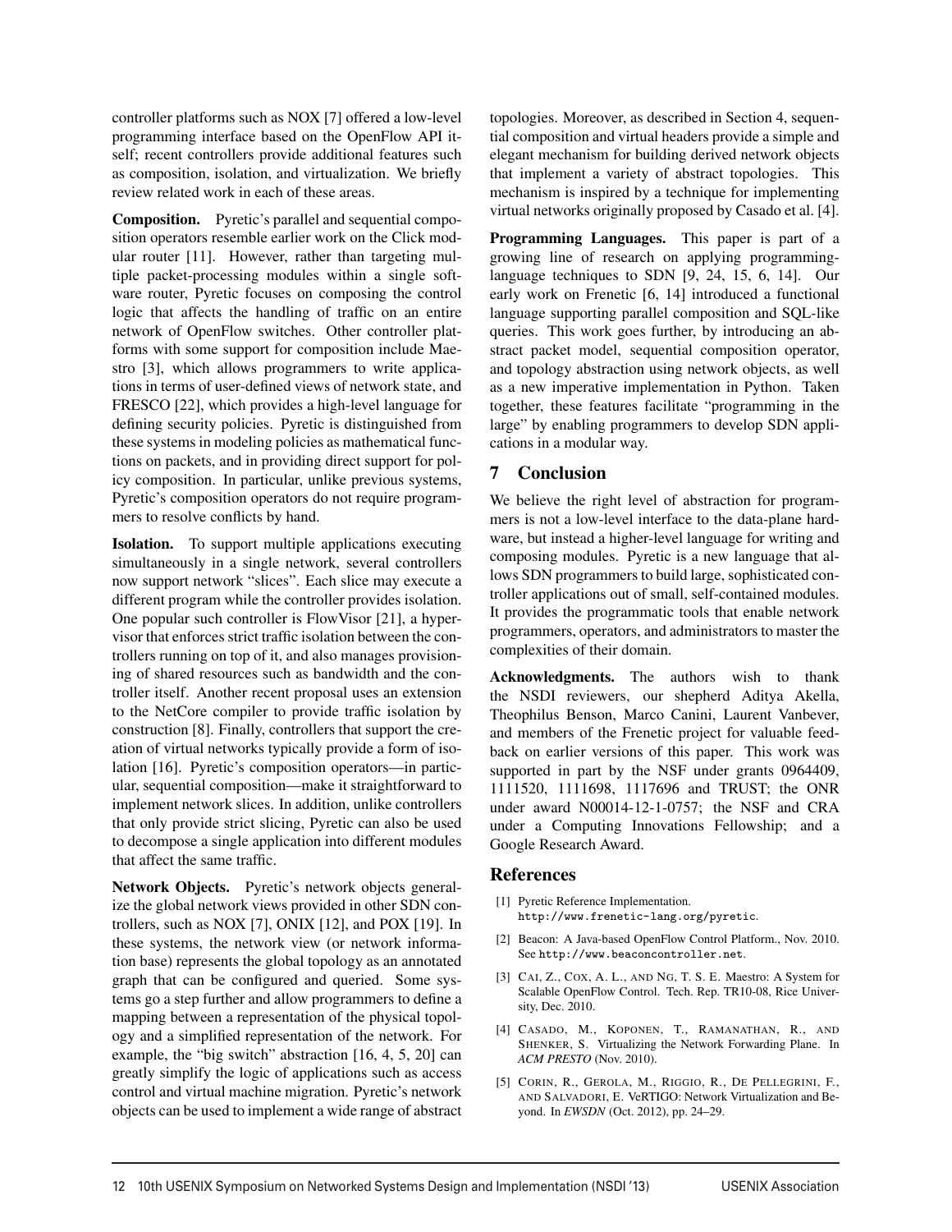controller platforms such as NOX [7] offered a low-level programming interface based on the OpenFlow API itself; recent controllers provide additional features such as composition, isolation, and virtualization. We briefly review related work in each of these areas.

**Composition.** Pyretic's parallel and sequential composition operators resemble earlier work on the Click modular router [11]. However, rather than targeting multiple packet-processing modules within a single software router, Pyretic focuses on composing the control logic that affects the handling of traffic on an entire network of OpenFlow switches. Other controller platforms with some support for composition include Maestro [3], which allows programmers to write applications in terms of user-defined views of network state, and FRESCO [22], which provides a high-level language for defining security policies. Pyretic is distinguished from these systems in modeling policies as mathematical functions on packets, and in providing direct support for policy composition. In particular, unlike previous systems, Pyretic's composition operators do not require programmers to resolve conflicts by hand.

**Isolation.** To support multiple applications executing simultaneously in a single network, several controllers now support network "slices". Each slice may execute a different program while the controller provides isolation. One popular such controller is FlowVisor [21], a hypervisor that enforces strict traffic isolation between the controllers running on top of it, and also manages provisioning of shared resources such as bandwidth and the controller itself. Another recent proposal uses an extension to the NetCore compiler to provide traffic isolation by construction [8]. Finally, controllers that support the creation of virtual networks typically provide a form of isolation [16]. Pyretic's composition operators—in particular, sequential composition—make it straightforward to implement network slices. In addition, unlike controllers that only provide strict slicing, Pyretic can also be used to decompose a single application into different modules that affect the same traffic.

**Network Objects.** Pyretic's network objects generalize the global network views provided in other SDN controllers, such as NOX [7], ONIX [12], and POX [19]. In these systems, the network view (or network information base) represents the global topology as an annotated graph that can be configured and queried. Some systems go a step further and allow programmers to define a mapping between a representation of the physical topology and a simplified representation of the network. For example, the "big switch" abstraction [16, 4, 5, 20] can greatly simplify the logic of applications such as access control and virtual machine migration. Pyretic's network objects can be used to implement a wide range of abstract topologies. Moreover, as described in Section 4, sequential composition and virtual headers provide a simple and elegant mechanism for building derived network objects that implement a variety of abstract topologies. This mechanism is inspired by a technique for implementing virtual networks originally proposed by Casado et al. [4].

**Programming Languages.** This paper is part of a growing line of research on applying programming-language techniques to SDN [9, 24, 15, 6, 14]. Our early work on Frenetic [6, 14] introduced a functional language supporting parallel composition and SQL-like queries. This work goes further, by introducing an abstract packet model, sequential composition operator, and topology abstraction using network objects, as well as a new imperative implementation in Python. Taken together, these features facilitate "programming in the large" by enabling programmers to develop SDN applications in a modular way.

## 7 Conclusion

We believe the right level of abstraction for programmers is not a low-level interface to the data-plane hardware, but instead a higher-level language for writing and composing modules. Pyretic is a new language that allows SDN programmers to build large, sophisticated controller applications out of small, self-contained modules. It provides the programmatic tools that enable network programmers, operators, and administrators to master the complexities of their domain.

**Acknowledgments.** The authors wish to thank the NSDI reviewers, our shepherd Aditya Akella, Theophilus Benson, Marco Canini, Laurent Vanbever, and members of the Frenetic project for valuable feedback on earlier versions of this paper. This work was supported in part by the NSF under grants 0964409, 1111520, 1111698, 1117696 and TRUST; the ONR under award N00014-12-1-0757; the NSF and CRA under a Computing Innovations Fellowship; and a Google Research Award.

## References

[1] Pyretic Reference Implementation. `http://www.frenetic-lang.org/pyretic`.

[2] Beacon: A Java-based OpenFlow Control Platform., Nov. 2010. See `http://www.beaconcontroller.net`.

[3] Cai, Z., Cox, A. L., and Ng, T. S. E. Maestro: A System for Scalable OpenFlow Control. Tech. Rep. TR10-08, Rice University, Dec. 2010.

[4] Casado, M., Koponen, T., Ramanathan, R., and Shenker, S. Virtualizing the Network Forwarding Plane. In *ACM PRESTO* (Nov. 2010).

[5] Corin, R., Gerola, M., Riggio, R., De Pellegrini, F., and Salvadori, E. VeRTIGO: Network Virtualization and Beyond. In *EWSDN* (Oct. 2012), pp. 24–29.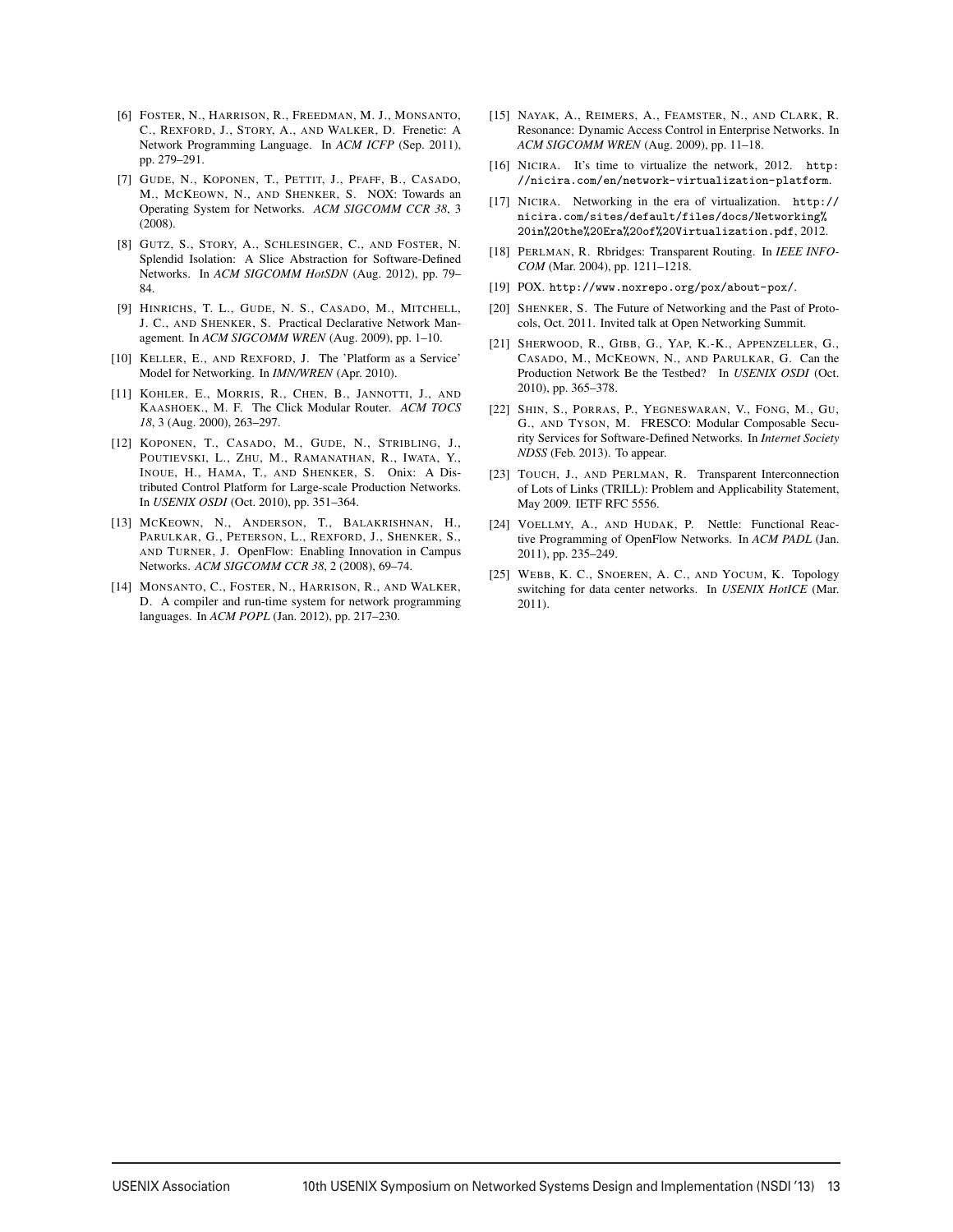[6] Foster, N., Harrison, R., Freedman, M. J., Monsanto, C., Rexford, J., Story, A., and Walker, D. Frenetic: A Network Programming Language. In *ACM ICFP* (Sep. 2011), pp. 279–291.

[7] Gude, N., Koponen, T., Pettit, J., Pfaff, B., Casado, M., McKeown, N., and Shenker, S. NOX: Towards an Operating System for Networks. *ACM SIGCOMM CCR 38*, 3 (2008).

[8] Gutz, S., Story, A., Schlesinger, C., and Foster, N. Splendid Isolation: A Slice Abstraction for Software-Defined Networks. In *ACM SIGCOMM HotSDN* (Aug. 2012), pp. 79–84.

[9] Hinrichs, T. L., Gude, N. S., Casado, M., Mitchell, J. C., and Shenker, S. Practical Declarative Network Management. In *ACM SIGCOMM WREN* (Aug. 2009), pp. 1–10.

[10] Keller, E., and Rexford, J. The 'Platform as a Service' Model for Networking. In *IMN/WREN* (Apr. 2010).

[11] Kohler, E., Morris, R., Chen, B., Jannotti, J., and Kaashoek., M. F. The Click Modular Router. *ACM TOCS 18*, 3 (Aug. 2000), 263–297.

[12] Koponen, T., Casado, M., Gude, N., Stribling, J., Poutievski, L., Zhu, M., Ramanathan, R., Iwata, Y., Inoue, H., Hama, T., and Shenker, S. Onix: A Distributed Control Platform for Large-scale Production Networks. In *USENIX OSDI* (Oct. 2010), pp. 351–364.

[13] McKeown, N., Anderson, T., Balakrishnan, H., Parulkar, G., Peterson, L., Rexford, J., Shenker, S., and Turner, J. OpenFlow: Enabling Innovation in Campus Networks. *ACM SIGCOMM CCR 38*, 2 (2008), 69–74.

[14] Monsanto, C., Foster, N., Harrison, R., and Walker, D. A compiler and run-time system for network programming languages. In *ACM POPL* (Jan. 2012), pp. 217–230.

[15] Nayak, A., Reimers, A., Feamster, N., and Clark, R. Resonance: Dynamic Access Control in Enterprise Networks. In *ACM SIGCOMM WREN* (Aug. 2009), pp. 11–18.

[16] Nicira. It's time to virtualize the network, 2012. `http://nicira.com/en/network-virtualization-platform`.

[17] Nicira. Networking in the era of virtualization. `http://nicira.com/sites/default/files/docs/Networking%20in%20the%20Era%20of%20Virtualization.pdf`, 2012.

[18] Perlman, R. Rbridges: Transparent Routing. In *IEEE INFOCOM* (Mar. 2004), pp. 1211–1218.

[19] POX. `http://www.noxrepo.org/pox/about-pox/`.

[20] Shenker, S. The Future of Networking and the Past of Protocols, Oct. 2011. Invited talk at Open Networking Summit.

[21] Sherwood, R., Gibb, G., Yap, K.-K., Appenzeller, G., Casado, M., McKeown, N., and Parulkar, G. Can the Production Network Be the Testbed? In *USENIX OSDI* (Oct. 2010), pp. 365–378.

[22] Shin, S., Porras, P., Yegneswaran, V., Fong, M., Gu, G., and Tyson, M. FRESCO: Modular Composable Security Services for Software-Defined Networks. In *Internet Society NDSS* (Feb. 2013). To appear.

[23] Touch, J., and Perlman, R. Transparent Interconnection of Lots of Links (TRILL): Problem and Applicability Statement, May 2009. IETF RFC 5556.

[24] Voellmy, A., and Hudak, P. Nettle: Functional Reactive Programming of OpenFlow Networks. In *ACM PADL* (Jan. 2011), pp. 235–249.

[25] Webb, K. C., Snoeren, A. C., and Yocum, K. Topology switching for data center networks. In *USENIX HotICE* (Mar. 2011).